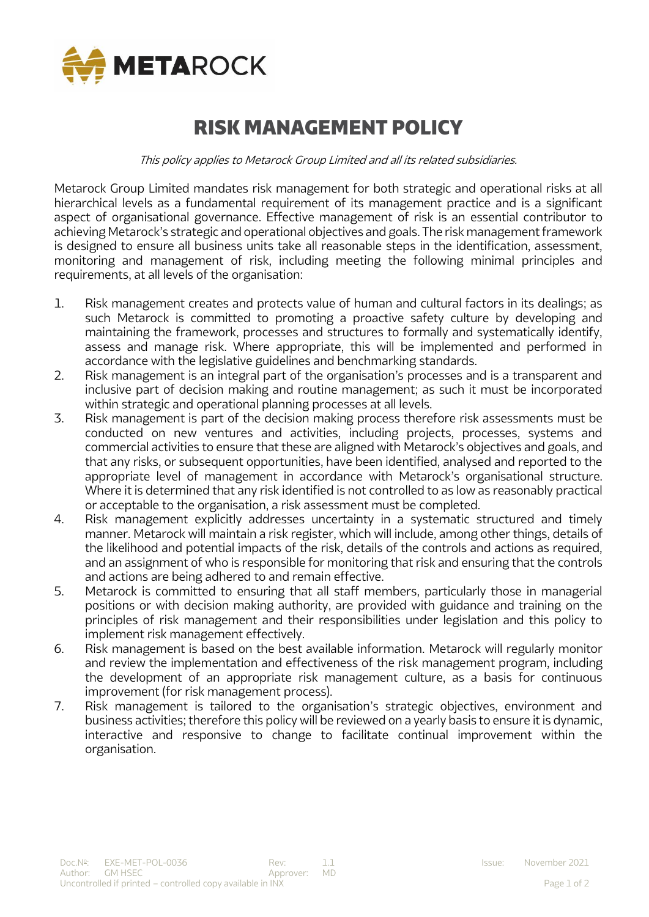# RISK MANAGEMENT POLICY

*This policy applies to Metarock Group Limited and all its related subsidiaries.*

Metarock Group Limited mandates risk management for both strategic and operational risks at all hierarchical levels as a fundamental requirement of its management practice and is a significant aspect of organisational governance. Effective management of risk is an essential contributor to achieving Metarock's strategic and operational objectives and goals. The risk management framework is designed to ensure all business units take all reasonable steps in the identification, assessment, monitoring and management of risk, including meeting the following minimal principles and requirements, at all levels of the organisation:

1. Risk management creates and protects value of human and cultural factors in its dealings; as such Metarock is committed to promoting a proactive safety culture by developing and maintaining the framework, processes and structures to formally and systematically identify, assess and manage risk. Where appropriate, this will be implemented and performed in accordance with the legislative guidelines and benchmarking standards.
2. Risk management is an integral part of the organisation's processes and is a transparent and inclusive part of decision making and routine management; as such it must be incorporated within strategic and operational planning processes at all levels.
3. Risk management is part of the decision making process therefore risk assessments must be conducted on new ventures and activities, including projects, processes, systems and commercial activities to ensure that these are aligned with Metarock's objectives and goals, and that any risks, or subsequent opportunities, have been identified, analysed and reported to the appropriate level of management in accordance with Metarock's organisational structure. Where it is determined that any risk identified is not controlled to as low as reasonably practical or acceptable to the organisation, a risk assessment must be completed.
4. Risk management explicitly addresses uncertainty in a systematic structured and timely manner. Metarock will maintain a risk register, which will include, among other things, details of the likelihood and potential impacts of the risk, details of the controls and actions as required, and an assignment of who is responsible for monitoring that risk and ensuring that the controls and actions are being adhered to and remain effective.
5. Metarock is committed to ensuring that all staff members, particularly those in managerial positions or with decision making authority, are provided with guidance and training on the principles of risk management and their responsibilities under legislation and this policy to implement risk management effectively.
6. Risk management is based on the best available information. Metarock will regularly monitor and review the implementation and effectiveness of the risk management program, including the development of an appropriate risk management culture, as a basis for continuous improvement (for risk management process).
7. Risk management is tailored to the organisation's strategic objectives, environment and business activities; therefore this policy will be reviewed on a yearly basis to ensure it is dynamic, interactive and responsive to change to facilitate continual improvement within the organisation.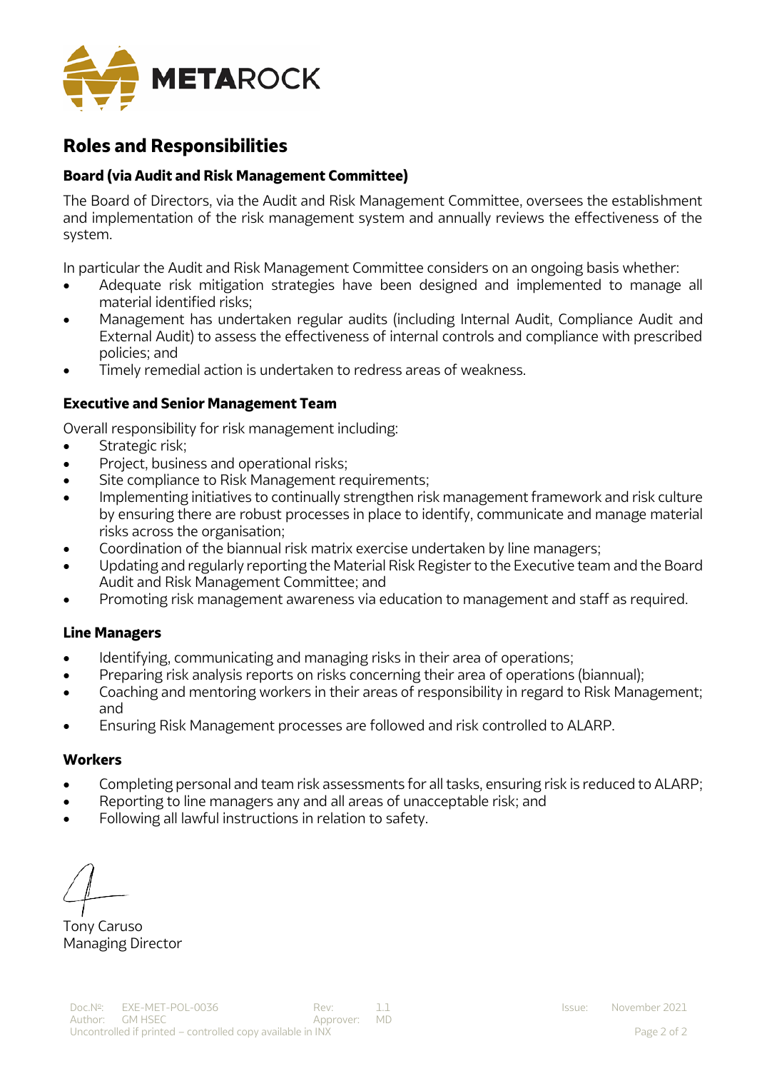## Roles and Responsibilities

### Board (via Audit and Risk Management Committee)

The Board of Directors, via the Audit and Risk Management Committee, oversees the establishment and implementation of the risk management system and annually reviews the effectiveness of the system.

In particular the Audit and Risk Management Committee considers on an ongoing basis whether:

- Adequate risk mitigation strategies have been designed and implemented to manage all material identified risks;
- Management has undertaken regular audits (including Internal Audit, Compliance Audit and External Audit) to assess the effectiveness of internal controls and compliance with prescribed policies; and
- Timely remedial action is undertaken to redress areas of weakness.

### Executive and Senior Management Team

Overall responsibility for risk management including:

- Strategic risk;
- Project, business and operational risks;
- Site compliance to Risk Management requirements;
- Implementing initiatives to continually strengthen risk management framework and risk culture by ensuring there are robust processes in place to identify, communicate and manage material risks across the organisation;
- Coordination of the biannual risk matrix exercise undertaken by line managers;
- Updating and regularly reporting the Material Risk Register to the Executive team and the Board Audit and Risk Management Committee; and
- Promoting risk management awareness via education to management and staff as required.

### Line Managers

- Identifying, communicating and managing risks in their area of operations;
- Preparing risk analysis reports on risks concerning their area of operations (biannual);
- Coaching and mentoring workers in their areas of responsibility in regard to Risk Management; and
- Ensuring Risk Management processes are followed and risk controlled to ALARP.

### Workers

- Completing personal and team risk assessments for all tasks, ensuring risk is reduced to ALARP;
- Reporting to line managers any and all areas of unacceptable risk; and
- Following all lawful instructions in relation to safety.

Tony Caruso
Managing Director